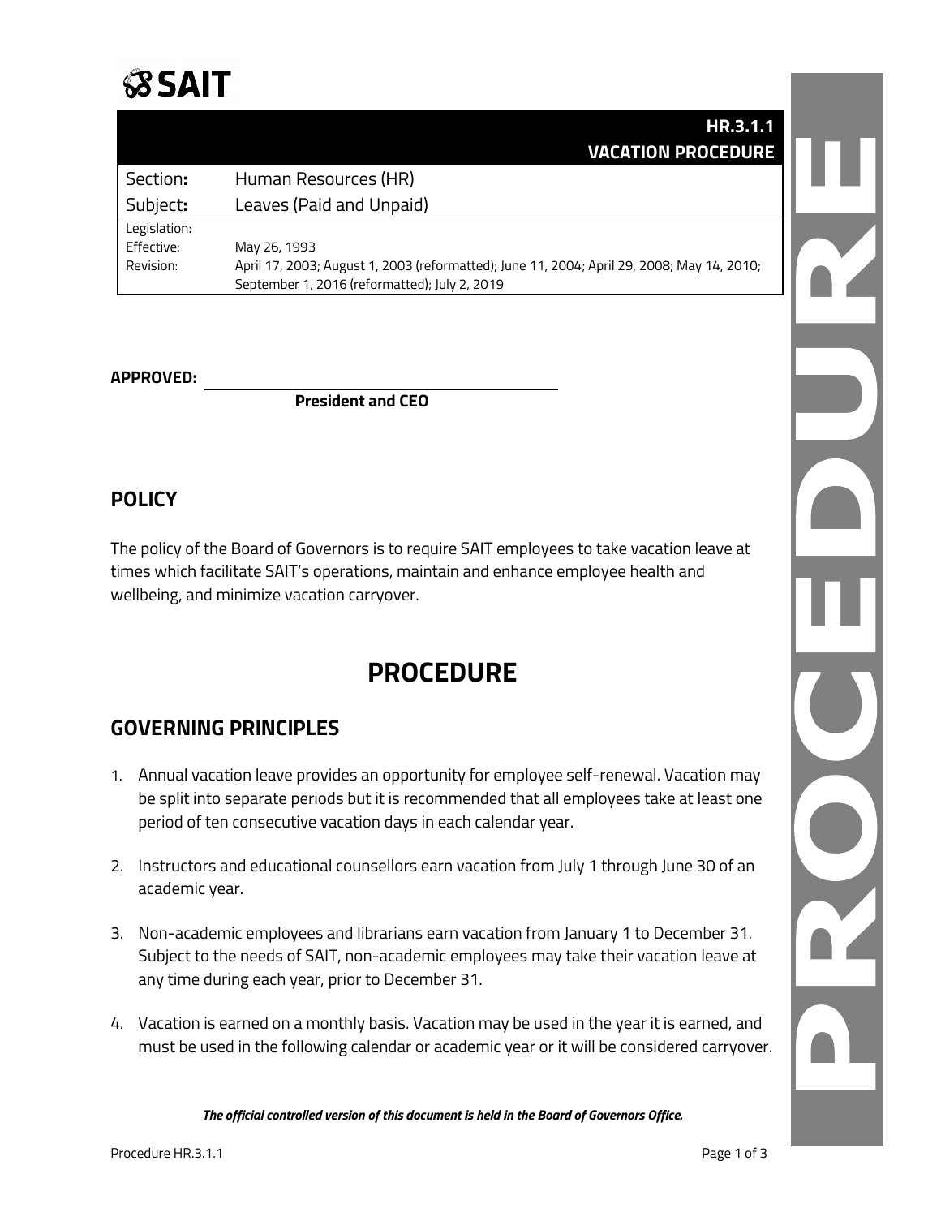SAIT

# HR.3.1.1 VACATION PROCEDURE

| | |
|---|---|
| Section: | Human Resources (HR) |
| Subject: | Leaves (Paid and Unpaid) |
| Legislation: | |
| Effective: | May 26, 1993 |
| Revision: | April 17, 2003; August 1, 2003 (reformatted); June 11, 2004; April 29, 2008; May 14, 2010; September 1, 2016 (reformatted); July 2, 2019 |

**APPROVED:** ______________________________

**President and CEO**

## POLICY

The policy of the Board of Governors is to require SAIT employees to take vacation leave at times which facilitate SAIT's operations, maintain and enhance employee health and wellbeing, and minimize vacation carryover.

# PROCEDURE

## GOVERNING PRINCIPLES

1. Annual vacation leave provides an opportunity for employee self-renewal. Vacation may be split into separate periods but it is recommended that all employees take at least one period of ten consecutive vacation days in each calendar year.

2. Instructors and educational counsellors earn vacation from July 1 through June 30 of an academic year.

3. Non-academic employees and librarians earn vacation from January 1 to December 31. Subject to the needs of SAIT, non-academic employees may take their vacation leave at any time during each year, prior to December 31.

4. Vacation is earned on a monthly basis. Vacation may be used in the year it is earned, and must be used in the following calendar or academic year or it will be considered carryover.

*The official controlled version of this document is held in the Board of Governors Office.*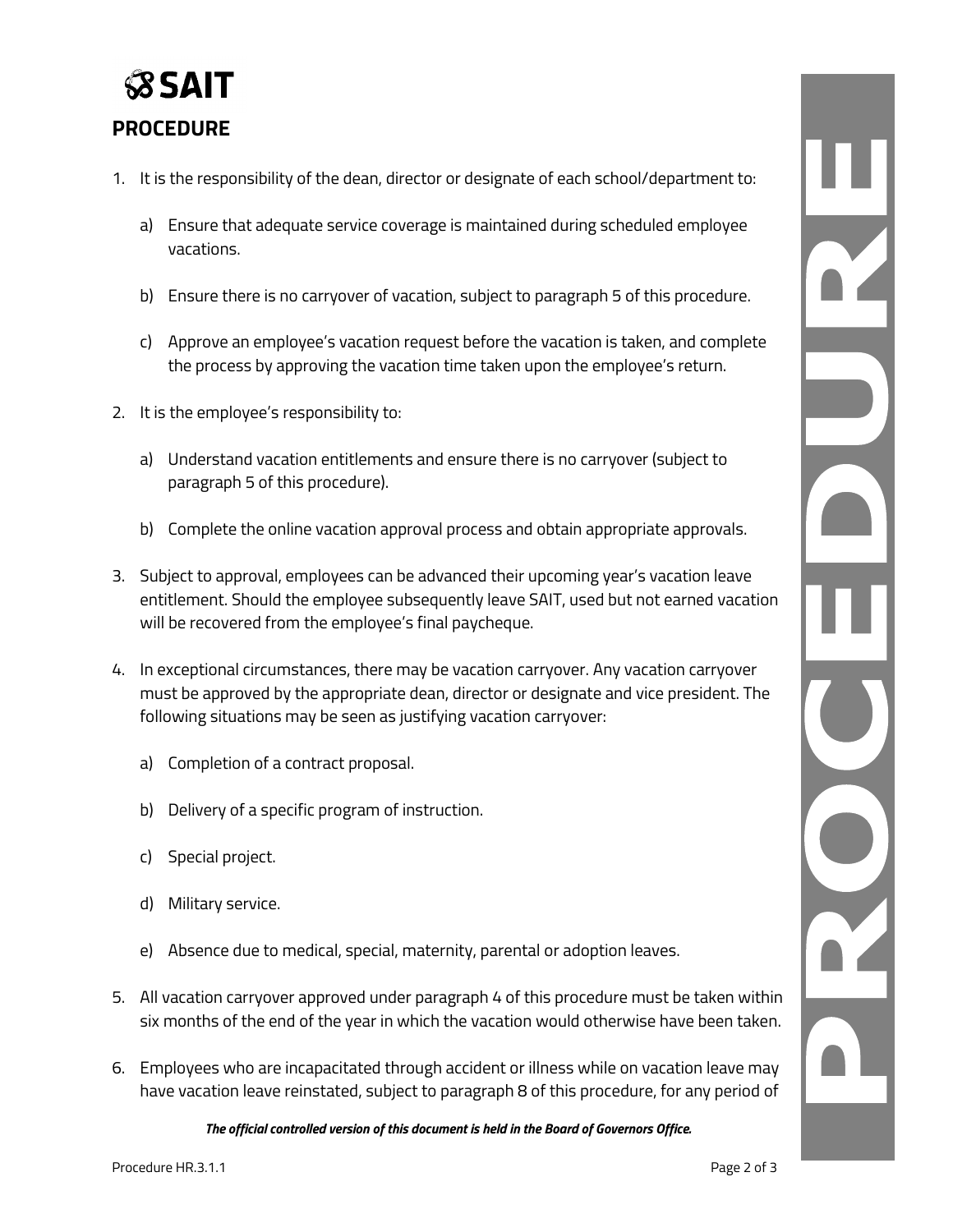## PROCEDURE

1. It is the responsibility of the dean, director or designate of each school/department to:

   a) Ensure that adequate service coverage is maintained during scheduled employee vacations.

   b) Ensure there is no carryover of vacation, subject to paragraph 5 of this procedure.

   c) Approve an employee's vacation request before the vacation is taken, and complete the process by approving the vacation time taken upon the employee's return.

2. It is the employee's responsibility to:

   a) Understand vacation entitlements and ensure there is no carryover (subject to paragraph 5 of this procedure).

   b) Complete the online vacation approval process and obtain appropriate approvals.

3. Subject to approval, employees can be advanced their upcoming year's vacation leave entitlement. Should the employee subsequently leave SAIT, used but not earned vacation will be recovered from the employee's final paycheque.

4. In exceptional circumstances, there may be vacation carryover. Any vacation carryover must be approved by the appropriate dean, director or designate and vice president. The following situations may be seen as justifying vacation carryover:

   a) Completion of a contract proposal.

   b) Delivery of a specific program of instruction.

   c) Special project.

   d) Military service.

   e) Absence due to medical, special, maternity, parental or adoption leaves.

5. All vacation carryover approved under paragraph 4 of this procedure must be taken within six months of the end of the year in which the vacation would otherwise have been taken.

6. Employees who are incapacitated through accident or illness while on vacation leave may have vacation leave reinstated, subject to paragraph 8 of this procedure, for any period of

*The official controlled version of this document is held in the Board of Governors Office.*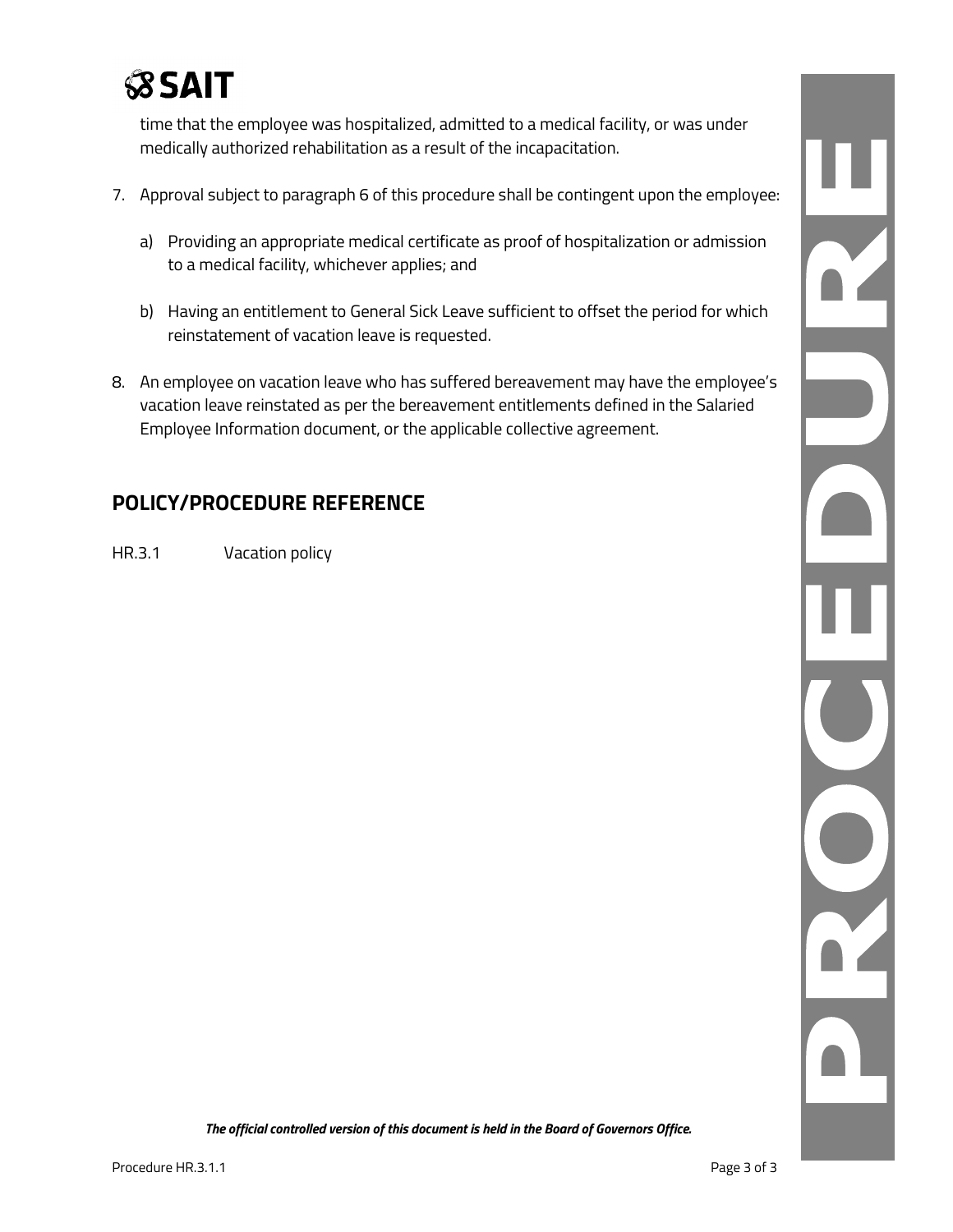time that the employee was hospitalized, admitted to a medical facility, or was under medically authorized rehabilitation as a result of the incapacitation.

7. Approval subject to paragraph 6 of this procedure shall be contingent upon the employee:

   a) Providing an appropriate medical certificate as proof of hospitalization or admission to a medical facility, whichever applies; and

   b) Having an entitlement to General Sick Leave sufficient to offset the period for which reinstatement of vacation leave is requested.

8. An employee on vacation leave who has suffered bereavement may have the employee's vacation leave reinstated as per the bereavement entitlements defined in the Salaried Employee Information document, or the applicable collective agreement.

## POLICY/PROCEDURE REFERENCE

HR.3.1 Vacation policy

***The official controlled version of this document is held in the Board of Governors Office.***